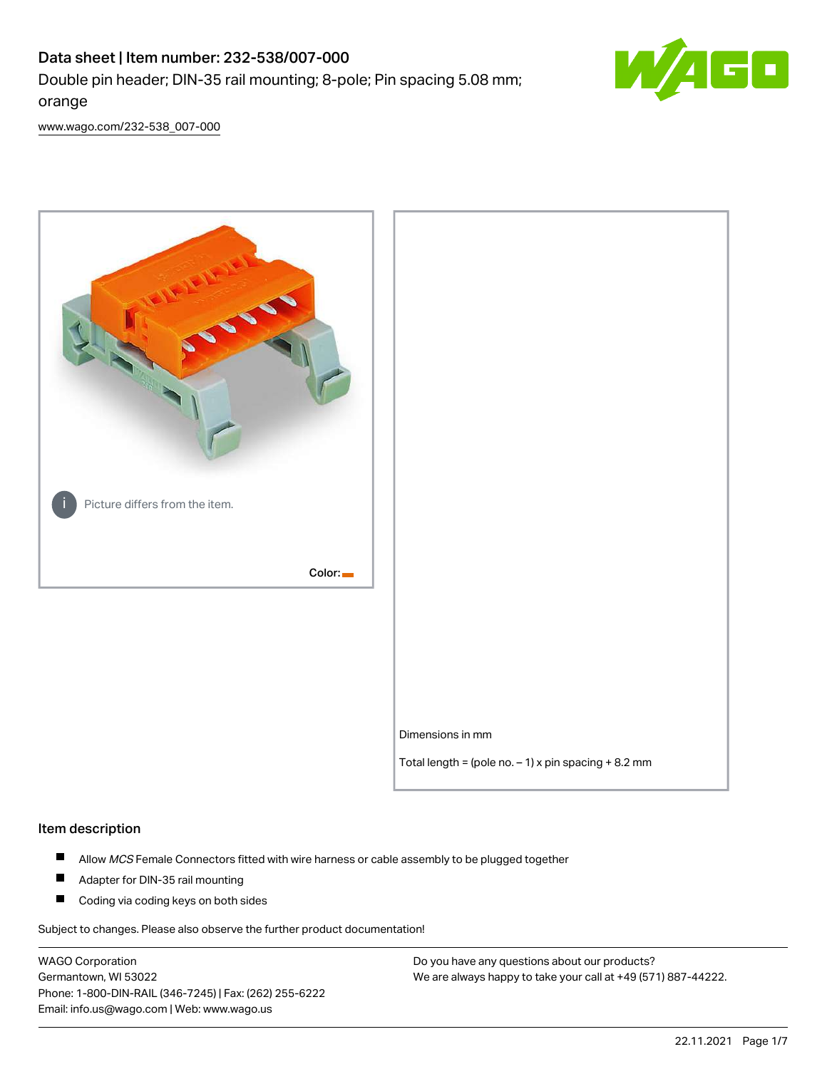# Data sheet | Item number: 232-538/007-000

Double pin header; DIN-35 rail mounting; 8-pole; Pin spacing 5.08 mm; orange

www.wago.com/232-538_007-000

Picture differs from the item.

Color:

Dimensions in mm

Total length = (pole no. – 1) x pin spacing + 8.2 mm

## Item description

- Allow *MCS* Female Connectors fitted with wire harness or cable assembly to be plugged together
- Adapter for DIN-35 rail mounting
- Coding via coding keys on both sides

Subject to changes. Please also observe the further product documentation!

WAGO Corporation
Germantown, WI 53022
Phone: 1-800-DIN-RAIL (346-7245) | Fax: (262) 255-6222
Email: info.us@wago.com | Web: www.wago.us

Do you have any questions about our products?
We are always happy to take your call at +49 (571) 887-44222.

22.11.2021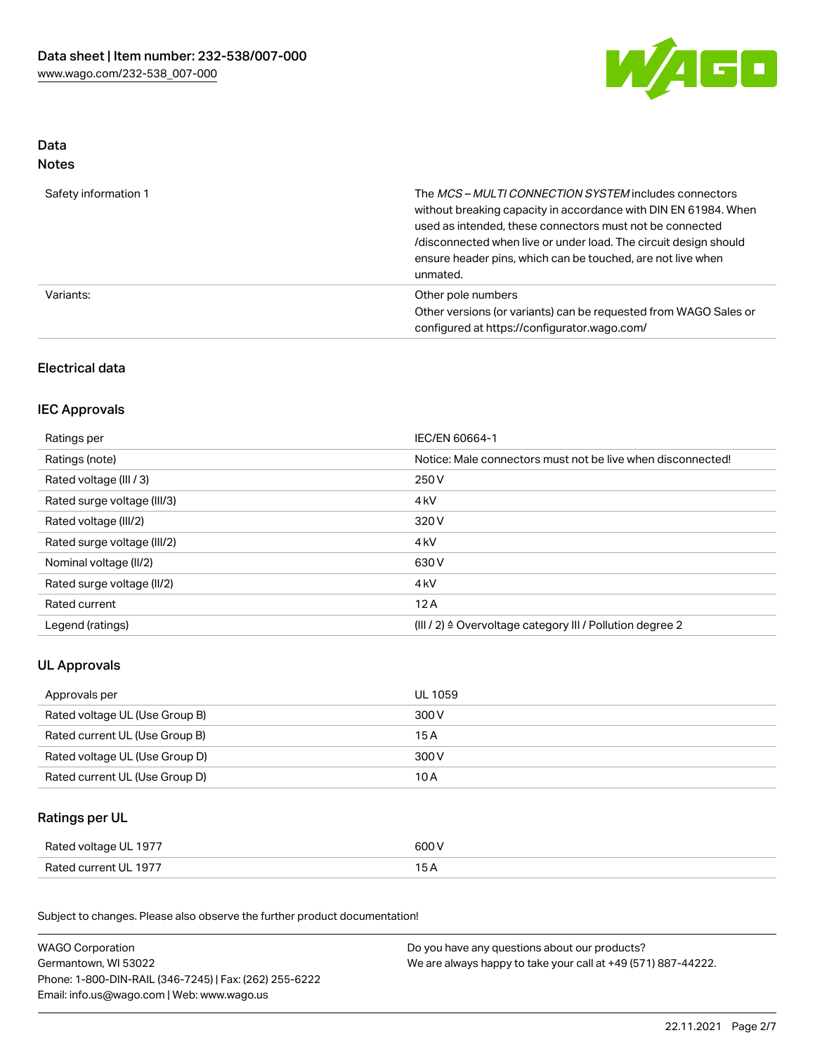## Data

### Notes

| | |
|---|---|
| Safety information 1 | The *MCS – MULTI CONNECTION SYSTEM* includes connectors without breaking capacity in accordance with DIN EN 61984. When used as intended, these connectors must not be connected /disconnected when live or under load. The circuit design should ensure header pins, which can be touched, are not live when unmated. |
| Variants: | Other pole numbers<br>Other versions (or variants) can be requested from WAGO Sales or configured at https://configurator.wago.com/ |

## Electrical data

### IEC Approvals

| | |
|---|---|
| Ratings per | IEC/EN 60664-1 |
| Ratings (note) | Notice: Male connectors must not be live when disconnected! |
| Rated voltage (III / 3) | 250 V |
| Rated surge voltage (III/3) | 4 kV |
| Rated voltage (III/2) | 320 V |
| Rated surge voltage (III/2) | 4 kV |
| Nominal voltage (II/2) | 630 V |
| Rated surge voltage (II/2) | 4 kV |
| Rated current | 12 A |
| Legend (ratings) | (III / 2) ≙ Overvoltage category III / Pollution degree 2 |

### UL Approvals

| | |
|---|---|
| Approvals per | UL 1059 |
| Rated voltage UL (Use Group B) | 300 V |
| Rated current UL (Use Group B) | 15 A |
| Rated voltage UL (Use Group D) | 300 V |
| Rated current UL (Use Group D) | 10 A |

### Ratings per UL

| | |
|---|---|
| Rated voltage UL 1977 | 600 V |
| Rated current UL 1977 | 15 A |

Subject to changes. Please also observe the further product documentation!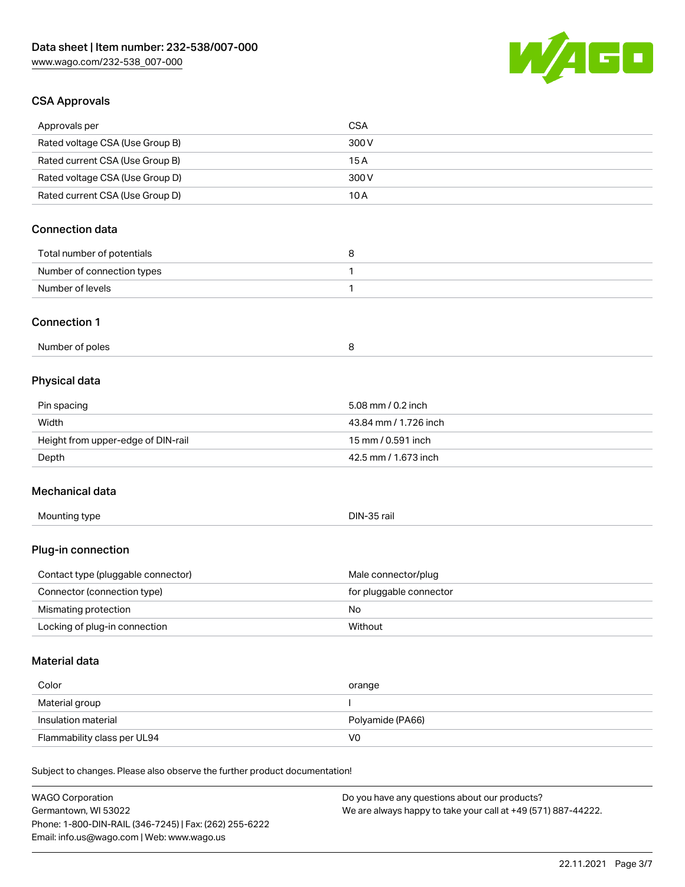## CSA Approvals

| | |
|---|---|
| Approvals per | CSA |
| Rated voltage CSA (Use Group B) | 300 V |
| Rated current CSA (Use Group B) | 15 A |
| Rated voltage CSA (Use Group D) | 300 V |
| Rated current CSA (Use Group D) | 10 A |

## Connection data

| | |
|---|---|
| Total number of potentials | 8 |
| Number of connection types | 1 |
| Number of levels | 1 |

## Connection 1

| | |
|---|---|
| Number of poles | 8 |

## Physical data

| | |
|---|---|
| Pin spacing | 5.08 mm / 0.2 inch |
| Width | 43.84 mm / 1.726 inch |
| Height from upper-edge of DIN-rail | 15 mm / 0.591 inch |
| Depth | 42.5 mm / 1.673 inch |

## Mechanical data

| | |
|---|---|
| Mounting type | DIN-35 rail |

## Plug-in connection

| | |
|---|---|
| Contact type (pluggable connector) | Male connector/plug |
| Connector (connection type) | for pluggable connector |
| Mismating protection | No |
| Locking of plug-in connection | Without |

## Material data

| | |
|---|---|
| Color | orange |
| Material group | I |
| Insulation material | Polyamide (PA66) |
| Flammability class per UL94 | V0 |

Subject to changes. Please also observe the further product documentation!

WAGO Corporation
Germantown, WI 53022
Phone: 1-800-DIN-RAIL (346-7245) | Fax: (262) 255-6222
Email: info.us@wago.com | Web: www.wago.us

Do you have any questions about our products?
We are always happy to take your call at +49 (571) 887-44222.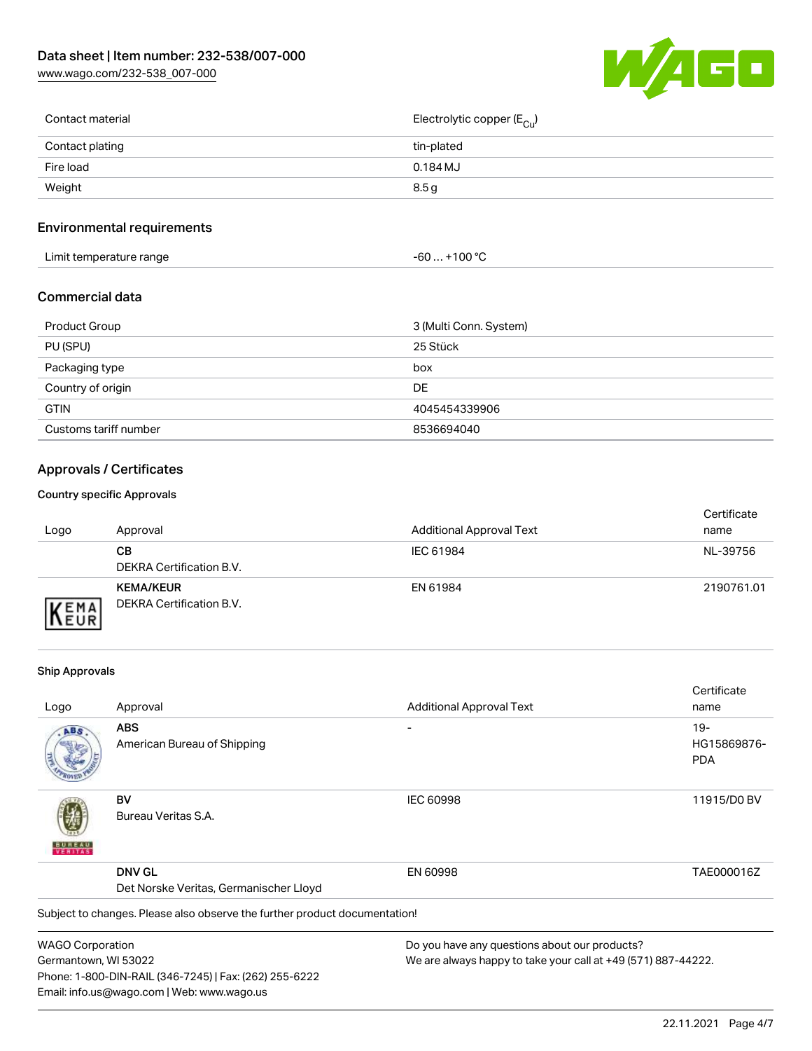| | |
|---|---|
| Contact material | Electrolytic copper ($E_{Cu}$) |
| Contact plating | tin-plated |
| Fire load | 0.184 MJ |
| Weight | 8.5 g |

## Environmental requirements

| | |
|---|---|
| Limit temperature range | -60 … +100 °C |

## Commercial data

| | |
|---|---|
| Product Group | 3 (Multi Conn. System) |
| PU (SPU) | 25 Stück |
| Packaging type | box |
| Country of origin | DE |
| GTIN | 4045454339906 |
| Customs tariff number | 8536694040 |

## Approvals / Certificates

### Country specific Approvals

| Logo | Approval | Additional Approval Text | Certificate name |
|---|---|---|---|
| | **CB** DEKRA Certification B.V. | IEC 61984 | NL-39756 |
| | **KEMA/KEUR** DEKRA Certification B.V. | EN 61984 | 2190761.01 |

### Ship Approvals

| Logo | Approval | Additional Approval Text | Certificate name |
|---|---|---|---|
| | **ABS** American Bureau of Shipping | - | 19-HG15869876-PDA |
| | **BV** Bureau Veritas S.A. | IEC 60998 | 11915/D0 BV |
| | **DNV GL** Det Norske Veritas, Germanischer Lloyd | EN 60998 | TAE000016Z |

Subject to changes. Please also observe the further product documentation!

WAGO Corporation
Germantown, WI 53022
Phone: 1-800-DIN-RAIL (346-7245) | Fax: (262) 255-6222
Email: info.us@wago.com | Web: www.wago.us

Do you have any questions about our products?
We are always happy to take your call at +49 (571) 887-44222.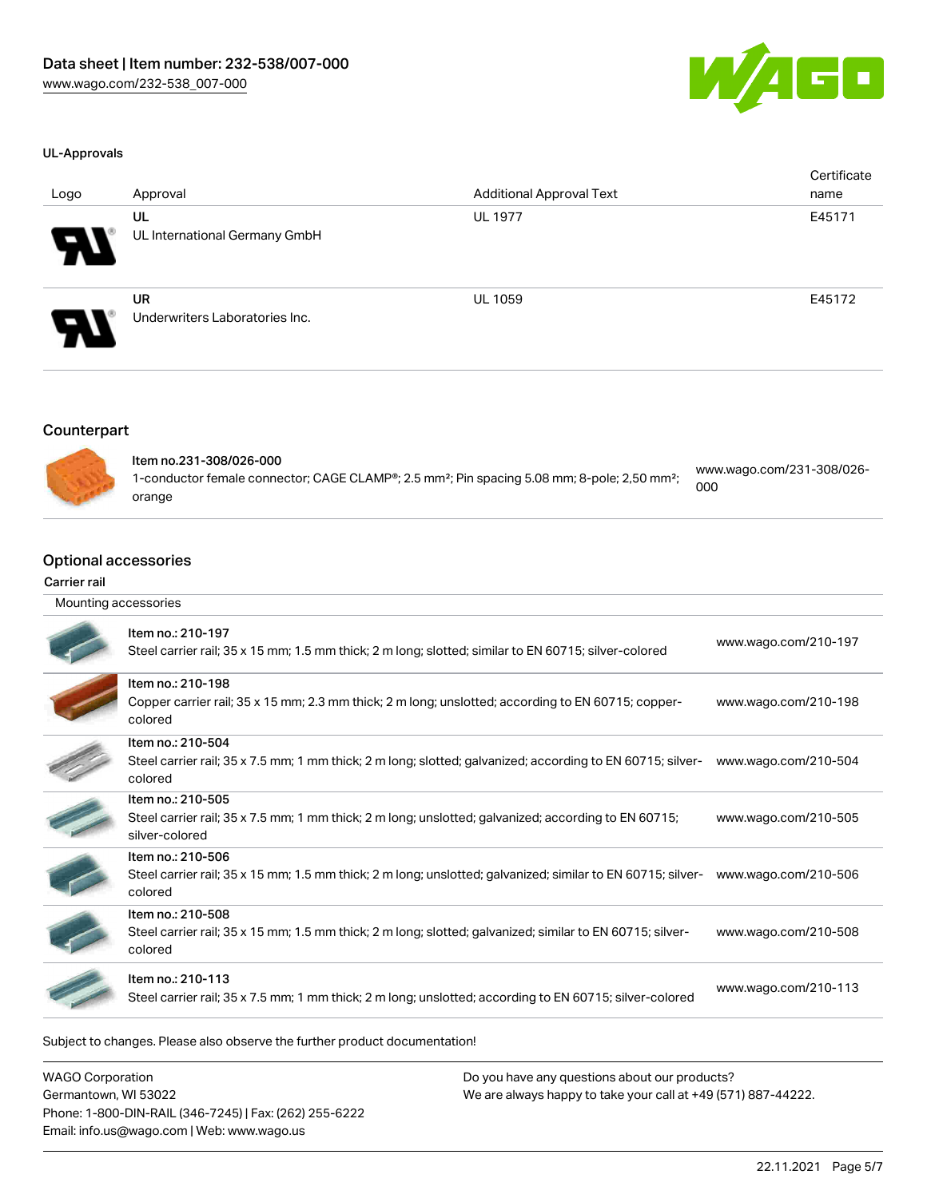#### UL-Approvals

| Logo | Approval | Additional Approval Text | Certificate name |
| --- | --- | --- | --- |
| | UL<br>UL International Germany GmbH | UL 1977 | E45171 |
| | UR<br>Underwriters Laboratories Inc. | UL 1059 | E45172 |

## Counterpart

| | | |
| --- | --- | --- |
| | Item no.231-308/026-000<br>1-conductor female connector; CAGE CLAMP®; 2.5 mm²; Pin spacing 5.08 mm; 8-pole; 2,50 mm²; orange | www.wago.com/231-308/026-000 |

## Optional accessories

### Carrier rail

Mounting accessories

| | | |
| --- | --- | --- |
| | Item no.: 210-197<br>Steel carrier rail; 35 x 15 mm; 1.5 mm thick; 2 m long; slotted; similar to EN 60715; silver-colored | www.wago.com/210-197 |
| | Item no.: 210-198<br>Copper carrier rail; 35 x 15 mm; 2.3 mm thick; 2 m long; unslotted; according to EN 60715; copper-colored | www.wago.com/210-198 |
| | Item no.: 210-504<br>Steel carrier rail; 35 x 7.5 mm; 1 mm thick; 2 m long; slotted; galvanized; according to EN 60715; silver-colored | www.wago.com/210-504 |
| | Item no.: 210-505<br>Steel carrier rail; 35 x 7.5 mm; 1 mm thick; 2 m long; unslotted; galvanized; according to EN 60715; silver-colored | www.wago.com/210-505 |
| | Item no.: 210-506<br>Steel carrier rail; 35 x 15 mm; 1.5 mm thick; 2 m long; unslotted; galvanized; similar to EN 60715; silver-colored | www.wago.com/210-506 |
| | Item no.: 210-508<br>Steel carrier rail; 35 x 15 mm; 1.5 mm thick; 2 m long; slotted; galvanized; similar to EN 60715; silver-colored | www.wago.com/210-508 |
| | Item no.: 210-113<br>Steel carrier rail; 35 x 7.5 mm; 1 mm thick; 2 m long; unslotted; according to EN 60715; silver-colored | www.wago.com/210-113 |

Subject to changes. Please also observe the further product documentation!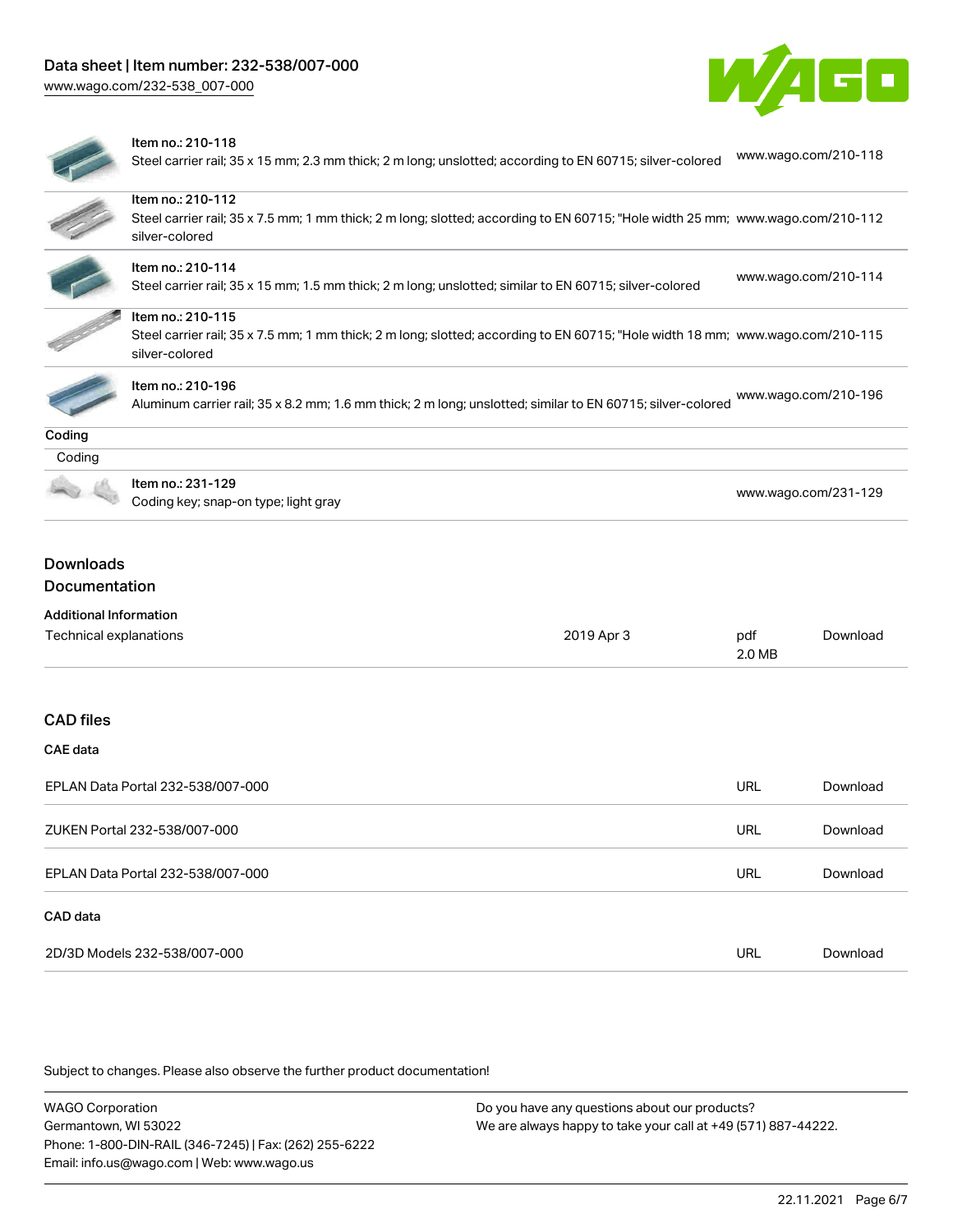| | | |
|---|---|---|
| | Item no.: 210-118<br>Steel carrier rail; 35 x 15 mm; 2.3 mm thick; 2 m long; unslotted; according to EN 60715; silver-colored | www.wago.com/210-118 |
| | Item no.: 210-112<br>Steel carrier rail; 35 x 7.5 mm; 1 mm thick; 2 m long; slotted; according to EN 60715; "Hole width 25 mm; silver-colored | www.wago.com/210-112 |
| | Item no.: 210-114<br>Steel carrier rail; 35 x 15 mm; 1.5 mm thick; 2 m long; unslotted; similar to EN 60715; silver-colored | www.wago.com/210-114 |
| | Item no.: 210-115<br>Steel carrier rail; 35 x 7.5 mm; 1 mm thick; 2 m long; slotted; according to EN 60715; "Hole width 18 mm; silver-colored | www.wago.com/210-115 |
| | Item no.: 210-196<br>Aluminum carrier rail; 35 x 8.2 mm; 1.6 mm thick; 2 m long; unslotted; similar to EN 60715; silver-colored | www.wago.com/210-196 |

**Coding**

Coding

| | | |
|---|---|---|
| | Item no.: 231-129<br>Coding key; snap-on type; light gray | www.wago.com/231-129 |

## Downloads

## Documentation

**Additional Information**

| | | | |
|---|---|---|---|
| Technical explanations | 2019 Apr 3 | pdf<br>2.0 MB | Download |

## CAD files

**CAE data**

| | | |
|---|---|---|
| EPLAN Data Portal 232-538/007-000 | URL | Download |
| ZUKEN Portal 232-538/007-000 | URL | Download |
| EPLAN Data Portal 232-538/007-000 | URL | Download |

**CAD data**

| | | |
|---|---|---|
| 2D/3D Models 232-538/007-000 | URL | Download |

Subject to changes. Please also observe the further product documentation!

WAGO Corporation
Germantown, WI 53022
Phone: 1-800-DIN-RAIL (346-7245) | Fax: (262) 255-6222
Email: info.us@wago.com | Web: www.wago.us

Do you have any questions about our products?
We are always happy to take your call at +49 (571) 887-44222.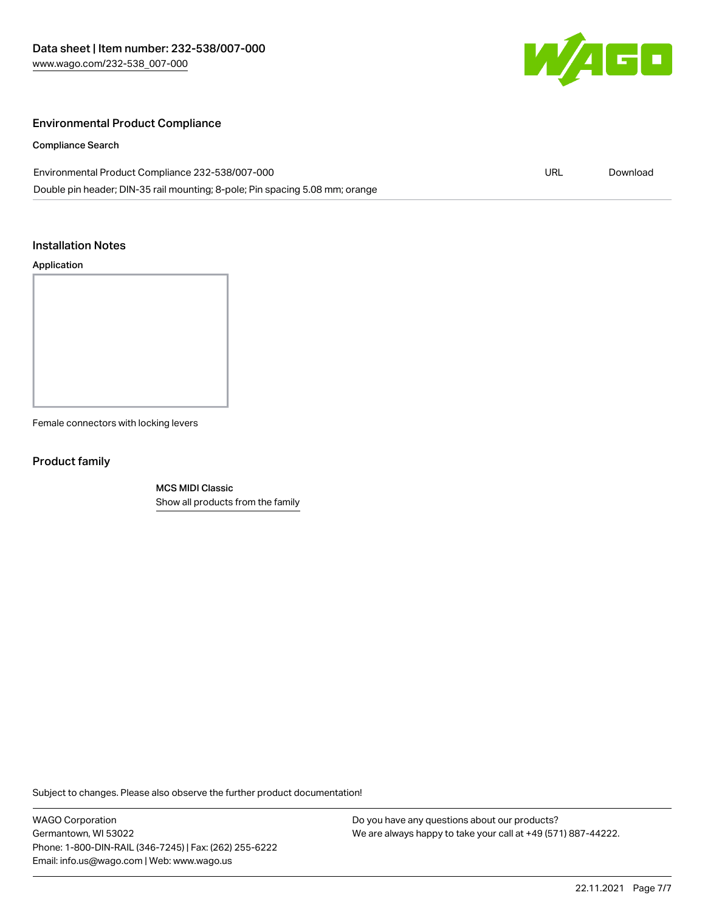## Environmental Product Compliance

### Compliance Search

| | | |
|---|---|---|
| Environmental Product Compliance 232-538/007-000<br>Double pin header; DIN-35 rail mounting; 8-pole; Pin spacing 5.08 mm; orange | URL | Download |

## Installation Notes

### Application

Female connectors with locking levers

## Product family

**MCS MIDI Classic**
Show all products from the family

Subject to changes. Please also observe the further product documentation!

WAGO Corporation
Germantown, WI 53022
Phone: 1-800-DIN-RAIL (346-7245) | Fax: (262) 255-6222
Email: info.us@wago.com | Web: www.wago.us

Do you have any questions about our products?
We are always happy to take your call at +49 (571) 887-44222.